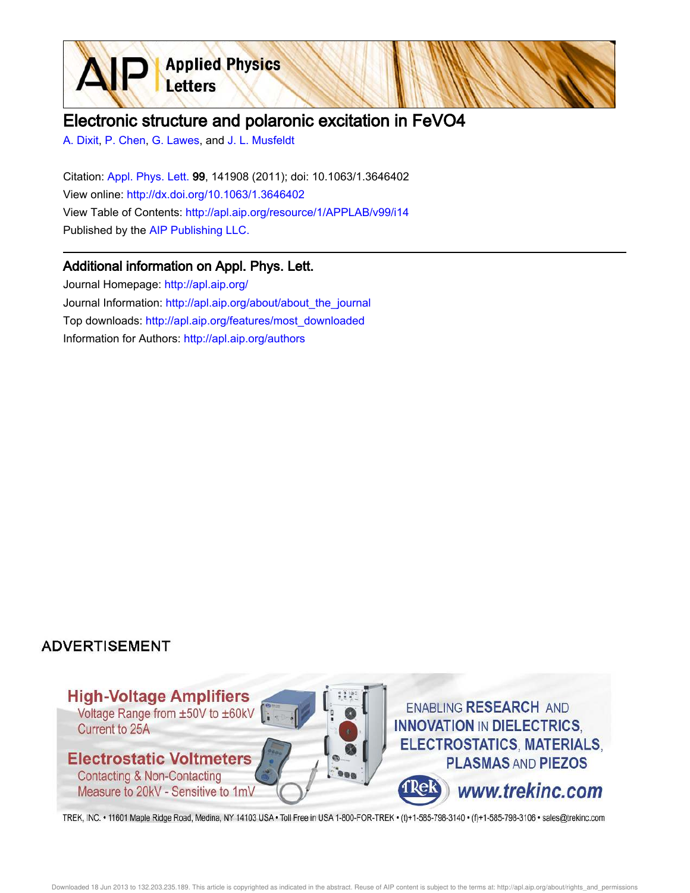# Electronic structure and polaronic excitation in FeVO4

A. Dixit, P. Chen, G. Lawes, and J. L. Musfeldt

Citation: Appl. Phys. Lett. **99**, 141908 (2011); doi: 10.1063/1.3646402

View online: http://dx.doi.org/10.1063/1.3646402

View Table of Contents: http://apl.aip.org/resource/1/APPLAB/v99/i14

Published by the AIP Publishing LLC.

## Additional information on Appl. Phys. Lett.

Journal Homepage: http://apl.aip.org/

Journal Information: http://apl.aip.org/about/about_the_journal

Top downloads: http://apl.aip.org/features/most_downloaded

Information for Authors: http://apl.aip.org/authors

ADVERTISEMENT

High-Voltage Amplifiers
Voltage Range from ±50V to ±60kV
Current to 25A

Electrostatic Voltmeters
Contacting & Non-Contacting
Measure to 20kV - Sensitive to 1mV

ENABLING RESEARCH AND INNOVATION IN DIELECTRICS, ELECTROSTATICS, MATERIALS, PLASMAS AND PIEZOS

www.trekinc.com

TREK, INC. • 11601 Maple Ridge Road, Medina, NY 14103 USA • Toll Free in USA 1-800-FOR-TREK • (t)+1-585-798-3140 • (f)+1-585-798-3106 • sales@trekinc.com

Downloaded 18 Jun 2013 to 132.203.235.189. This article is copyrighted as indicated in the abstract. Reuse of AIP content is subject to the terms at: http://apl.aip.org/about/rights_and_permissions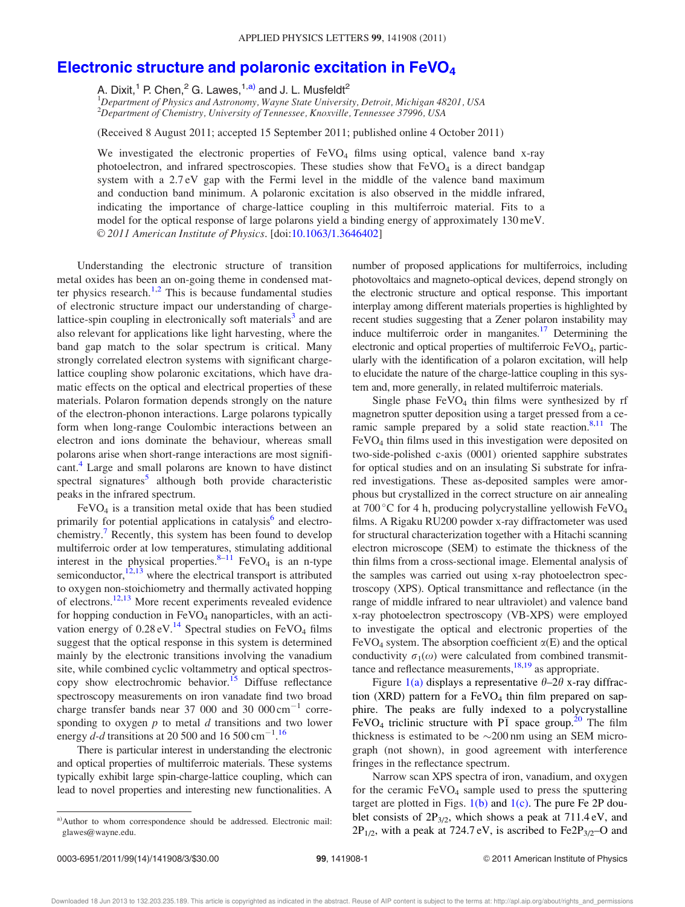# Electronic structure and polaronic excitation in $FeVO_4$

A. Dixit,[1] P. Chen,[2] G. Lawes,[1,a)] and J. L. Musfeldt[2]

[1]*Department of Physics and Astronomy, Wayne State University, Detroit, Michigan 48201, USA*
[2]*Department of Chemistry, University of Tennessee, Knoxville, Tennessee 37996, USA*

(Received 8 August 2011; accepted 15 September 2011; published online 4 October 2011)

We investigated the electronic properties of $FeVO_4$ films using optical, valence band x-ray photoelectron, and infrared spectroscopies. These studies show that $FeVO_4$ is a direct bandgap system with a 2.7 eV gap with the Fermi level in the middle of the valence band maximum and conduction band minimum. A polaronic excitation is also observed in the middle infrared, indicating the importance of charge-lattice coupling in this multiferroic material. Fits to a model for the optical response of large polarons yield a binding energy of approximately 130 meV. © *2011 American Institute of Physics*. [doi:10.1063/1.3646402]

Understanding the electronic structure of transition metal oxides has been an on-going theme in condensed matter physics research.[1,2] This is because fundamental studies of electronic structure impact our understanding of charge-lattice-spin coupling in electronically soft materials[3] and are also relevant for applications like light harvesting, where the band gap match to the solar spectrum is critical. Many strongly correlated electron systems with significant charge-lattice coupling show polaronic excitations, which have dramatic effects on the optical and electrical properties of these materials. Polaron formation depends strongly on the nature of the electron-phonon interactions. Large polarons typically form when long-range Coulombic interactions between an electron and ions dominate the behaviour, whereas small polarons arise when short-range interactions are most significant.[4] Large and small polarons are known to have distinct spectral signatures[5] although both provide characteristic peaks in the infrared spectrum.

$FeVO_4$ is a transition metal oxide that has been studied primarily for potential applications in catalysis[6] and electrochemistry.[7] Recently, this system has been found to develop multiferroic order at low temperatures, stimulating additional interest in the physical properties.[8–11] $FeVO_4$ is an n-type semiconductor,[12,13] where the electrical transport is attributed to oxygen non-stoichiometry and thermally activated hopping of electrons.[12,13] More recent experiments revealed evidence for hopping conduction in $FeVO_4$ nanoparticles, with an activation energy of 0.28 eV.[14] Spectral studies on $FeVO_4$ films suggest that the optical response in this system is determined mainly by the electronic transitions involving the vanadium site, while combined cyclic voltammetry and optical spectroscopy show electrochromic behavior.[15] Diffuse reflectance spectroscopy measurements on iron vanadate find two broad charge transfer bands near 37 000 and 30 000 $cm^{-1}$ corresponding to oxygen *p* to metal *d* transitions and two lower energy *d-d* transitions at 20 500 and 16 500 $cm^{-1}$.[16]

There is particular interest in understanding the electronic and optical properties of multiferroic materials. These systems typically exhibit large spin-charge-lattice coupling, which can lead to novel properties and interesting new functionalities. A number of proposed applications for multiferroics, including photovoltaics and magneto-optical devices, depend strongly on the electronic structure and optical response. This important interplay among different materials properties is highlighted by recent studies suggesting that a Zener polaron instability may induce multiferroic order in manganites.[17] Determining the electronic and optical properties of multiferroic $FeVO_4$, particularly with the identification of a polaron excitation, will help to elucidate the nature of the charge-lattice coupling in this system and, more generally, in related multiferroic materials.

Single phase $FeVO_4$ thin films were synthesized by rf magnetron sputter deposition using a target pressed from a ceramic sample prepared by a solid state reaction.[8,11] The $FeVO_4$ thin films used in this investigation were deposited on two-side-polished c-axis (0001) oriented sapphire substrates for optical studies and on an insulating Si substrate for infrared investigations. These as-deposited samples were amorphous but crystallized in the correct structure on air annealing at 700 °C for 4 h, producing polycrystalline yellowish $FeVO_4$ films. A Rigaku RU200 powder x-ray diffractometer was used for structural characterization together with a Hitachi scanning electron microscope (SEM) to estimate the thickness of the thin films from a cross-sectional image. Elemental analysis of the samples was carried out using x-ray photoelectron spectroscopy (XPS). Optical transmittance and reflectance (in the range of middle infrared to near ultraviolet) and valence band x-ray photoelectron spectroscopy (VB-XPS) were employed to investigate the optical and electronic properties of the $FeVO_4$ system. The absorption coefficient $\alpha(E)$ and the optical conductivity $\sigma_1(\omega)$ were calculated from combined transmittance and reflectance measurements,[18,19] as appropriate.

Figure 1(a) displays a representative $\theta$–$2\theta$ x-ray diffraction (XRD) pattern for a $FeVO_4$ thin film prepared on sapphire. The peaks are fully indexed to a polycrystalline $FeVO_4$ triclinic structure with $P\bar{1}$ space group.[20] The film thickness is estimated to be ~200 nm using an SEM micrograph (not shown), in good agreement with interference fringes in the reflectance spectrum.

Narrow scan XPS spectra of iron, vanadium, and oxygen for the ceramic $FeVO_4$ sample used to press the sputtering target are plotted in Figs. 1(b) and 1(c). The pure Fe 2P doublet consists of $2P_{3/2}$, which shows a peak at 711.4 eV, and $2P_{1/2}$, with a peak at 724.7 eV, is ascribed to $Fe2P_{3/2}$–O and

a)Author to whom correspondence should be addressed. Electronic mail: glawes@wayne.edu.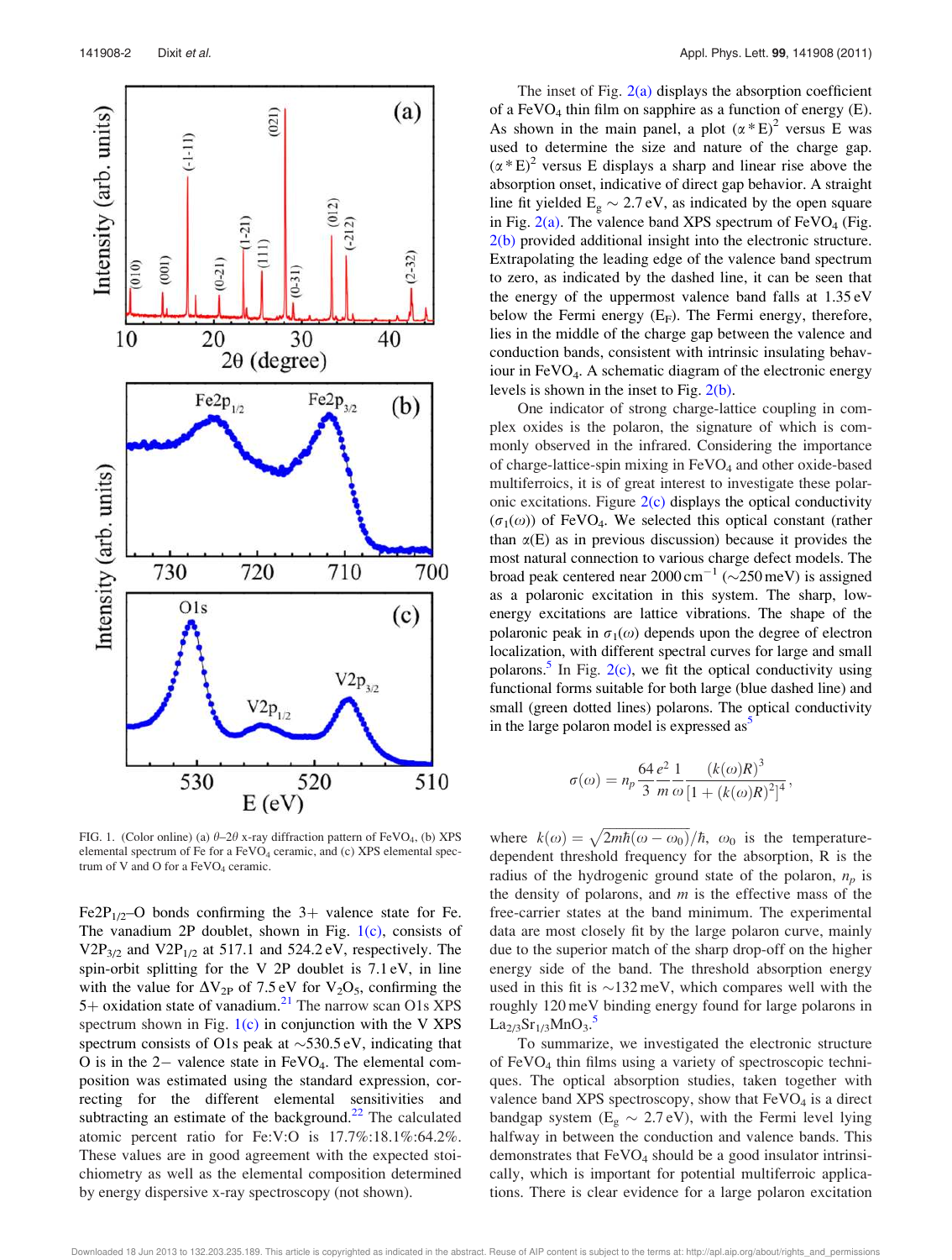FIG. 1. (Color online) (a) $\theta$–$2\theta$ x-ray diffraction pattern of $FeVO_4$, (b) XPS elemental spectrum of Fe for a $FeVO_4$ ceramic, and (c) XPS elemental spectrum of V and O for a $FeVO_4$ ceramic.

$Fe2P_{1/2}$–O bonds confirming the 3+ valence state for Fe. The vanadium 2P doublet, shown in Fig. 1(c), consists of $V2P_{3/2}$ and $V2P_{1/2}$ at 517.1 and 524.2 eV, respectively. The spin-orbit splitting for the V 2P doublet is 7.1 eV, in line with the value for $\Delta V_{2P}$ of 7.5 eV for $V_2O_5$, confirming the 5+ oxidation state of vanadium.[21] The narrow scan O1s XPS spectrum shown in Fig. 1(c) in conjunction with the V XPS spectrum consists of O1s peak at ~530.5 eV, indicating that O is in the 2− valence state in $FeVO_4$. The elemental composition was estimated using the standard expression, correcting for the different elemental sensitivities and subtracting an estimate of the background.[22] The calculated atomic percent ratio for Fe:V:O is 17.7%:18.1%:64.2%. These values are in good agreement with the expected stoichiometry as well as the elemental composition determined by energy dispersive x-ray spectroscopy (not shown).

The inset of Fig. 2(a) displays the absorption coefficient of a $FeVO_4$ thin film on sapphire as a function of energy (E). As shown in the main panel, a plot $(\alpha * E)^2$ versus E was used to determine the size and nature of the charge gap. $(\alpha * E)^2$ versus E displays a sharp and linear rise above the absorption onset, indicative of direct gap behavior. A straight line fit yielded $E_g \sim 2.7$ eV, as indicated by the open square in Fig. 2(a). The valence band XPS spectrum of $FeVO_4$ (Fig. 2(b) provided additional insight into the electronic structure. Extrapolating the leading edge of the valence band spectrum to zero, as indicated by the dashed line, it can be seen that the energy of the uppermost valence band falls at 1.35 eV below the Fermi energy ($E_F$). The Fermi energy, therefore, lies in the middle of the charge gap between the valence and conduction bands, consistent with intrinsic insulating behaviour in $FeVO_4$. A schematic diagram of the electronic energy levels is shown in the inset to Fig. 2(b).

One indicator of strong charge-lattice coupling in complex oxides is the polaron, the signature of which is commonly observed in the infrared. Considering the importance of charge-lattice-spin mixing in $FeVO_4$ and other oxide-based multiferroics, it is of great interest to investigate these polaronic excitations. Figure 2(c) displays the optical conductivity ($\sigma_1(\omega)$) of $FeVO_4$. We selected this optical constant (rather than $\alpha$(E) as in previous discussion) because it provides the most natural connection to various charge defect models. The broad peak centered near 2000 cm$^{-1}$ (~250 meV) is assigned as a polaronic excitation in this system. The sharp, low-energy excitations are lattice vibrations. The shape of the polaronic peak in $\sigma_1(\omega)$ depends upon the degree of electron localization, with different spectral curves for large and small polarons.[5] In Fig. 2(c), we fit the optical conductivity using functional forms suitable for both large (blue dashed line) and small (green dotted lines) polarons. The optical conductivity in the large polaron model is expressed as[5]

$$\sigma(\omega) = n_p \frac{64}{3} \frac{e^2}{m} \frac{1}{\omega} \frac{(k(\omega)R)^3}{[1 + (k(\omega)R)^2]^4},$$

where $k(\omega) = \sqrt{2m\hbar(\omega - \omega_0)}/\hbar$, $\omega_0$ is the temperature-dependent threshold frequency for the absorption, R is the radius of the hydrogenic ground state of the polaron, $n_p$ is the density of polarons, and $m$ is the effective mass of the free-carrier states at the band minimum. The experimental data are most closely fit by the large polaron curve, mainly due to the superior match of the sharp drop-off on the higher energy side of the band. The threshold absorption energy used in this fit is ~132 meV, which compares well with the roughly 120 meV binding energy found for large polarons in $La_{2/3}Sr_{1/3}MnO_3$.[5]

To summarize, we investigated the electronic structure of $FeVO_4$ thin films using a variety of spectroscopic techniques. The optical absorption studies, taken together with valence band XPS spectroscopy, show that $FeVO_4$ is a direct bandgap system ($E_g \sim 2.7$ eV), with the Fermi level lying halfway in between the conduction and valence bands. This demonstrates that $FeVO_4$ should be a good insulator intrinsically, which is important for potential multiferroic applications. There is clear evidence for a large polaron excitation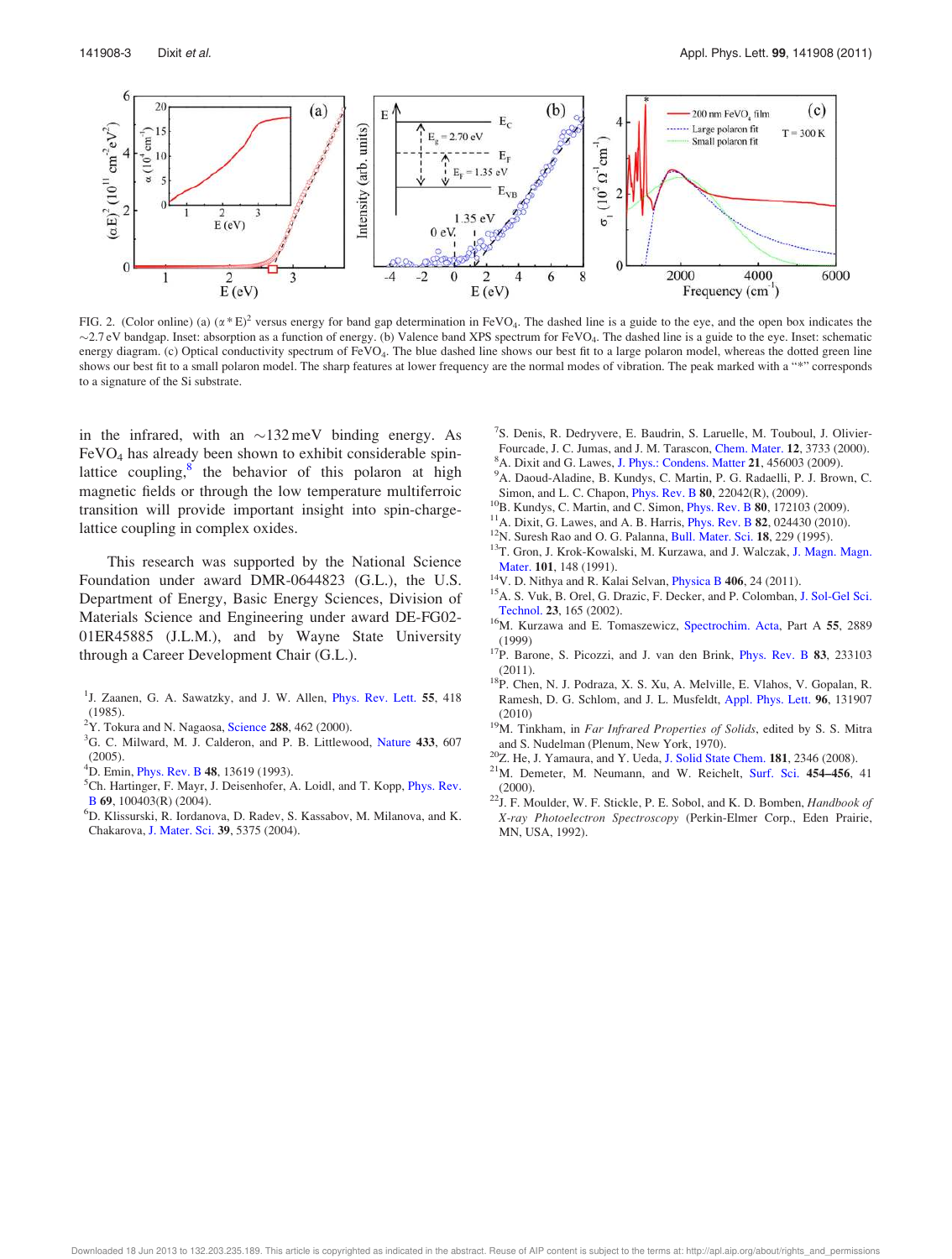(a)

$(\alpha E)^2$ $(10^{11}$ cm$^{-2}$eV$^2)$

6
4
2
0

1
2
3

E (eV)

$\alpha$ $(10^4$ cm$^{-1})$

20
15
10
5
0

1
2
3

E (eV)

(b)

Intensity (arb. units)

E

$E_C$

$E_g$ = 2.70 eV

$E_F$

$E_F$ = 1.35 eV

$E_{VB}$

1.35 eV

0 eV

-4
-2
0
2
4
6
8

E (eV)

(c)

$\sigma_1$ $(10^2$ $\Omega^{-1}$ cm$^{-1})$

4
2
0

*

200 nm $FeVO_4$ film

Large polaron fit

Small polaron fit

T = 300 K

2000
4000
6000

Frequency (cm$^{-1}$)

FIG. 2. (Color online) (a) $(\alpha * E)^2$ versus energy for band gap determination in $FeVO_4$. The dashed line is a guide to the eye, and the open box indicates the ~2.7 eV bandgap. Inset: absorption as a function of energy. (b) Valence band XPS spectrum for $FeVO_4$. The dashed line is a guide to the eye. Inset: schematic energy diagram. (c) Optical conductivity spectrum of $FeVO_4$. The blue dashed line shows our best fit to a large polaron model, whereas the dotted green line shows our best fit to a small polaron model. The sharp features at lower frequency are the normal modes of vibration. The peak marked with a "*" corresponds to a signature of the Si substrate.

in the infrared, with an ~132 meV binding energy. As $FeVO_4$ has already been shown to exhibit considerable spin-lattice coupling,[8] the behavior of this polaron at high magnetic fields or through the low temperature multiferroic transition will provide important insight into spin-charge-lattice coupling in complex oxides.

This research was supported by the National Science Foundation under award DMR-0644823 (G.L.), the U.S. Department of Energy, Basic Energy Sciences, Division of Materials Science and Engineering under award DE-FG02-01ER45885 (J.L.M.), and by Wayne State University through a Career Development Chair (G.L.).

[1] J. Zaanen, G. A. Sawatzky, and J. W. Allen, Phys. Rev. Lett. **55**, 418 (1985).
[2] Y. Tokura and N. Nagaosa, Science **288**, 462 (2000).
[3] G. C. Milward, M. J. Calderon, and P. B. Littlewood, Nature **433**, 607 (2005).
[4] D. Emin, Phys. Rev. B **48**, 13619 (1993).
[5] Ch. Hartinger, F. Mayr, J. Deisenhofer, A. Loidl, and T. Kopp, Phys. Rev. B **69**, 100403(R) (2004).
[6] D. Klissurski, R. Iordanova, D. Radev, S. Kassabov, M. Milanova, and K. Chakarova, J. Mater. Sci. **39**, 5375 (2004).
[7] S. Denis, R. Dedryvere, E. Baudrin, S. Laruelle, M. Touboul, J. Olivier-Fourcade, J. C. Jumas, and J. M. Tarascon, Chem. Mater. **12**, 3733 (2000).
[8] A. Dixit and G. Lawes, J. Phys.: Condens. Matter **21**, 456003 (2009).
[9] A. Daoud-Aladine, B. Kundys, C. Martin, P. G. Radaelli, P. J. Brown, C. Simon, and L. C. Chapon, Phys. Rev. B **80**, 22042(R), (2009).
[10] B. Kundys, C. Martin, and C. Simon, Phys. Rev. B **80**, 172103 (2009).
[11] A. Dixit, G. Lawes, and A. B. Harris, Phys. Rev. B **82**, 024430 (2010).
[12] N. Suresh Rao and O. G. Palanna, Bull. Mater. Sci. **18**, 229 (1995).
[13] T. Gron, J. Krok-Kowalski, M. Kurzawa, and J. Walczak, J. Magn. Magn. Mater. **101**, 148 (1991).
[14] V. D. Nithya and R. Kalai Selvan, Physica B **406**, 24 (2011).
[15] A. S. Vuk, B. Orel, G. Drazic, F. Decker, and P. Colomban, J. Sol-Gel Sci. Technol. **23**, 165 (2002).
[16] M. Kurzawa and E. Tomaszewicz, Spectrochim. Acta, Part A **55**, 2889 (1999)
[17] P. Barone, S. Picozzi, and J. van den Brink, Phys. Rev. B **83**, 233103 (2011).
[18] P. Chen, N. J. Podraza, X. S. Xu, A. Melville, E. Vlahos, V. Gopalan, R. Ramesh, D. G. Schlom, and J. L. Musfeldt, Appl. Phys. Lett. **96**, 131907 (2010)
[19] M. Tinkham, in *Far Infrared Properties of Solids*, edited by S. S. Mitra and S. Nudelman (Plenum, New York, 1970).
[20] Z. He, J. Yamaura, and Y. Ueda, J. Solid State Chem. **181**, 2346 (2008).
[21] M. Demeter, M. Neumann, and W. Reichelt, Surf. Sci. **454–456**, 41 (2000).
[22] J. F. Moulder, W. F. Stickle, P. E. Sobol, and K. D. Bomben, *Handbook of X-ray Photoelectron Spectroscopy* (Perkin-Elmer Corp., Eden Prairie, MN, USA, 1992).